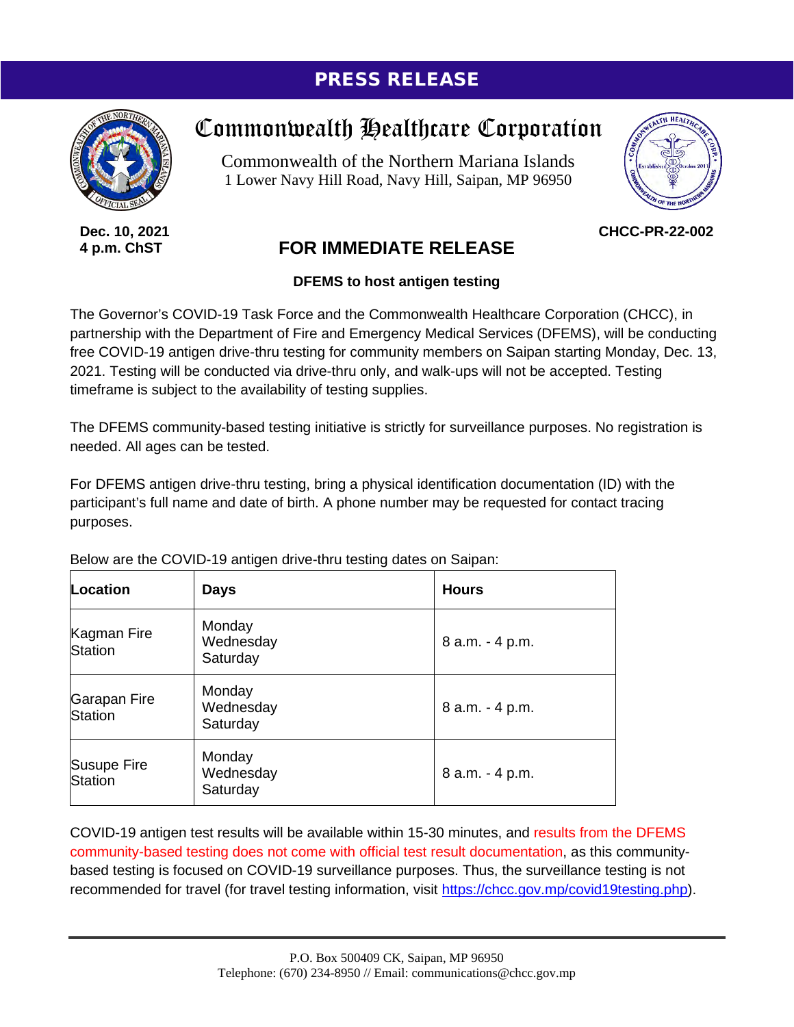# PRESS RELEASE

## Commonwealth Healthcare Corporation

Commonwealth of the Northern Mariana Islands
1 Lower Navy Hill Road, Navy Hill, Saipan, MP 96950

**Dec. 10, 2021**
**4 p.m. ChST**

**CHCC-PR-22-002**

## FOR IMMEDIATE RELEASE

**DFEMS to host antigen testing**

The Governor's COVID-19 Task Force and the Commonwealth Healthcare Corporation (CHCC), in partnership with the Department of Fire and Emergency Medical Services (DFEMS), will be conducting free COVID-19 antigen drive-thru testing for community members on Saipan starting Monday, Dec. 13, 2021. Testing will be conducted via drive-thru only, and walk-ups will not be accepted. Testing timeframe is subject to the availability of testing supplies.

The DFEMS community-based testing initiative is strictly for surveillance purposes. No registration is needed. All ages can be tested.

For DFEMS antigen drive-thru testing, bring a physical identification documentation (ID) with the participant's full name and date of birth. A phone number may be requested for contact tracing purposes.

Below are the COVID-19 antigen drive-thru testing dates on Saipan:

| Location | Days | Hours |
| --- | --- | --- |
| Kagman Fire Station | Monday<br>Wednesday<br>Saturday | 8 a.m. - 4 p.m. |
| Garapan Fire Station | Monday<br>Wednesday<br>Saturday | 8 a.m. - 4 p.m. |
| Susupe Fire Station | Monday<br>Wednesday<br>Saturday | 8 a.m. - 4 p.m. |

COVID-19 antigen test results will be available within 15-30 minutes, and results from the DFEMS community-based testing does not come with official test result documentation, as this community-based testing is focused on COVID-19 surveillance purposes. Thus, the surveillance testing is not recommended for travel (for travel testing information, visit https://chcc.gov.mp/covid19testing.php).

P.O. Box 500409 CK, Saipan, MP 96950
Telephone: (670) 234-8950 // Email: communications@chcc.gov.mp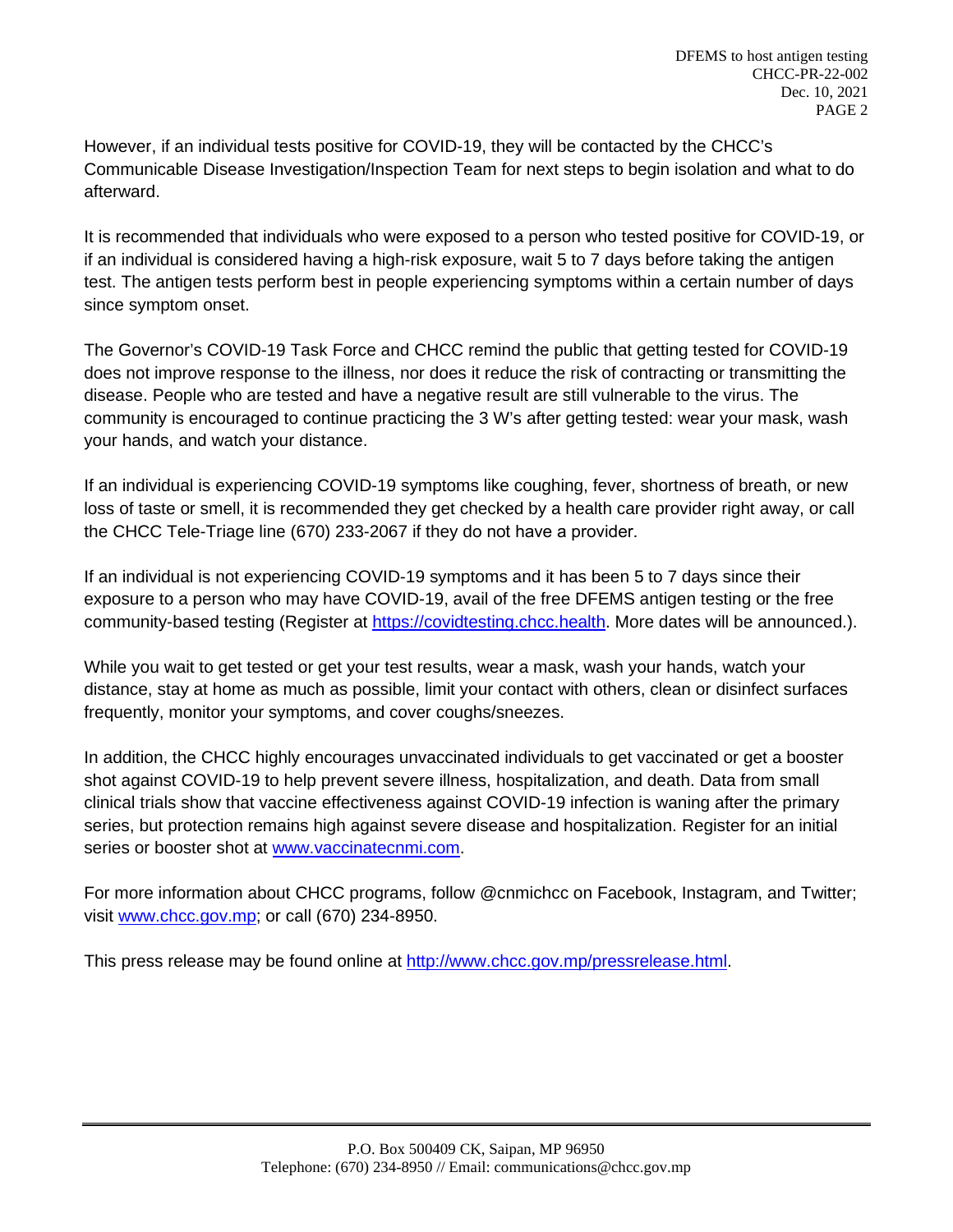However, if an individual tests positive for COVID-19, they will be contacted by the CHCC's Communicable Disease Investigation/Inspection Team for next steps to begin isolation and what to do afterward.

It is recommended that individuals who were exposed to a person who tested positive for COVID-19, or if an individual is considered having a high-risk exposure, wait 5 to 7 days before taking the antigen test. The antigen tests perform best in people experiencing symptoms within a certain number of days since symptom onset.

The Governor's COVID-19 Task Force and CHCC remind the public that getting tested for COVID-19 does not improve response to the illness, nor does it reduce the risk of contracting or transmitting the disease. People who are tested and have a negative result are still vulnerable to the virus. The community is encouraged to continue practicing the 3 W's after getting tested: wear your mask, wash your hands, and watch your distance.

If an individual is experiencing COVID-19 symptoms like coughing, fever, shortness of breath, or new loss of taste or smell, it is recommended they get checked by a health care provider right away, or call the CHCC Tele-Triage line (670) 233-2067 if they do not have a provider.

If an individual is not experiencing COVID-19 symptoms and it has been 5 to 7 days since their exposure to a person who may have COVID-19, avail of the free DFEMS antigen testing or the free community-based testing (Register at https://covidtesting.chcc.health. More dates will be announced.).

While you wait to get tested or get your test results, wear a mask, wash your hands, watch your distance, stay at home as much as possible, limit your contact with others, clean or disinfect surfaces frequently, monitor your symptoms, and cover coughs/sneezes.

In addition, the CHCC highly encourages unvaccinated individuals to get vaccinated or get a booster shot against COVID-19 to help prevent severe illness, hospitalization, and death. Data from small clinical trials show that vaccine effectiveness against COVID-19 infection is waning after the primary series, but protection remains high against severe disease and hospitalization. Register for an initial series or booster shot at www.vaccinatecnmi.com.

For more information about CHCC programs, follow @cnmichcc on Facebook, Instagram, and Twitter; visit www.chcc.gov.mp; or call (670) 234-8950.

This press release may be found online at http://www.chcc.gov.mp/pressrelease.html.